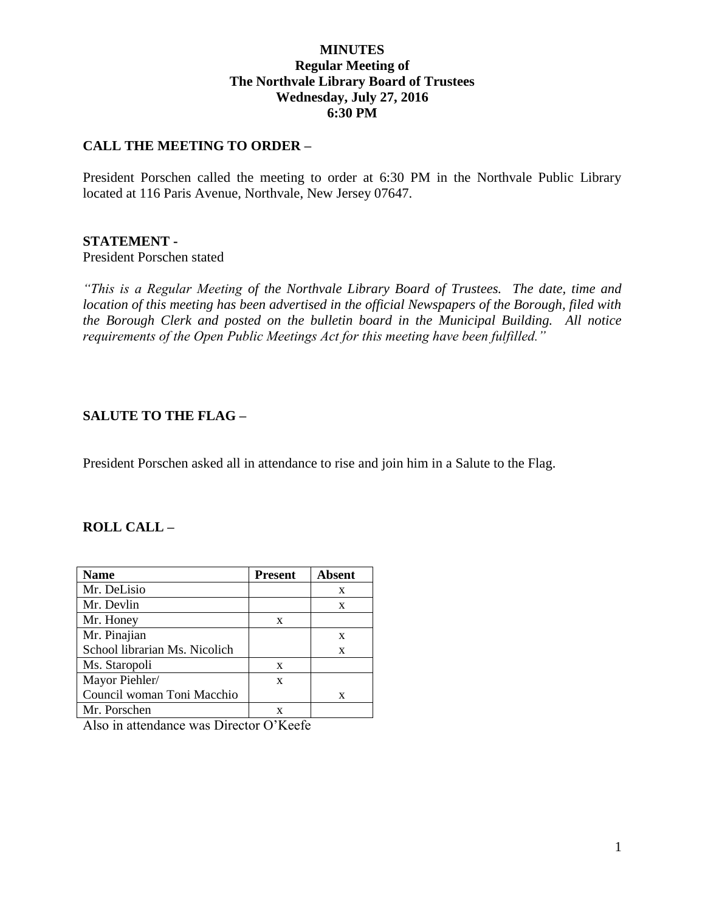# MINUTES
## Regular Meeting of
## The Northvale Library Board of Trustees
## Wednesday, July 27, 2016
## 6:30 PM

**CALL THE MEETING TO ORDER –**

President Porschen called the meeting to order at 6:30 PM in the Northvale Public Library located at 116 Paris Avenue, Northvale, New Jersey 07647.

**STATEMENT -**

President Porschen stated

*"This is a Regular Meeting of the Northvale Library Board of Trustees. The date, time and location of this meeting has been advertised in the official Newspapers of the Borough, filed with the Borough Clerk and posted on the bulletin board in the Municipal Building. All notice requirements of the Open Public Meetings Act for this meeting have been fulfilled."*

**SALUTE TO THE FLAG –**

President Porschen asked all in attendance to rise and join him in a Salute to the Flag.

**ROLL CALL –**

| Name | Present | Absent |
|---|---|---|
| Mr. DeLisio | | x |
| Mr. Devlin | | x |
| Mr. Honey | x | |
| Mr. Pinajian | | x |
| School librarian Ms. Nicolich | | x |
| Ms. Staropoli | x | |
| Mayor Piehler/ | x | |
| Council woman Toni Macchio | | x |
| Mr. Porschen | x | |

Also in attendance was Director O'Keefe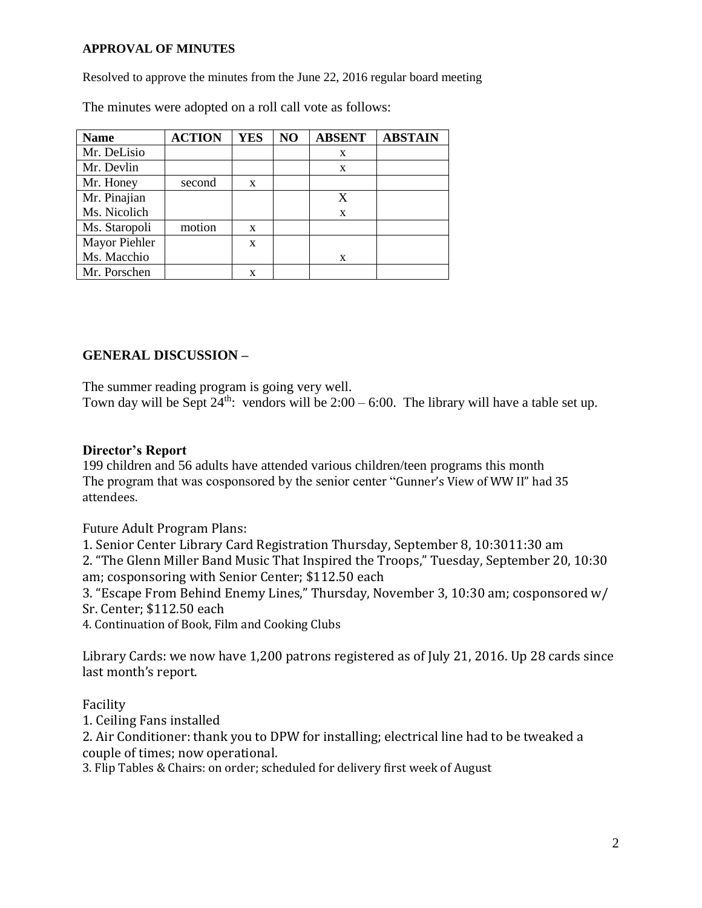**APPROVAL OF MINUTES**

Resolved to approve the minutes from the June 22, 2016 regular board meeting

The minutes were adopted on a roll call vote as follows:

| Name | ACTION | YES | NO | ABSENT | ABSTAIN |
|---|---|---|---|---|---|
| Mr. DeLisio | | | | x | |
| Mr. Devlin | | | | x | |
| Mr. Honey | second | x | | | |
| Mr. Pinajian | | | | X | |
| Ms. Nicolich | | | | x | |
| Ms. Staropoli | motion | x | | | |
| Mayor Piehler | | x | | | |
| Ms. Macchio | | | | x | |
| Mr. Porschen | | x | | | |

## GENERAL DISCUSSION –

The summer reading program is going very well.
Town day will be Sept 24th: vendors will be 2:00 – 6:00. The library will have a table set up.

**Director's Report**

199 children and 56 adults have attended various children/teen programs this month
The program that was cosponsored by the senior center "Gunner's View of WW II" had 35 attendees.

Future Adult Program Plans:

1. Senior Center Library Card Registration Thursday, September 8, 10:3011:30 am
2. "The Glenn Miller Band Music That Inspired the Troops," Tuesday, September 20, 10:30 am; cosponsoring with Senior Center; $112.50 each
3. "Escape From Behind Enemy Lines," Thursday, November 3, 10:30 am; cosponsored w/ Sr. Center; $112.50 each
4. Continuation of Book, Film and Cooking Clubs

Library Cards: we now have 1,200 patrons registered as of July 21, 2016. Up 28 cards since last month's report.

Facility

1. Ceiling Fans installed
2. Air Conditioner: thank you to DPW for installing; electrical line had to be tweaked a couple of times; now operational.
3. Flip Tables & Chairs: on order; scheduled for delivery first week of August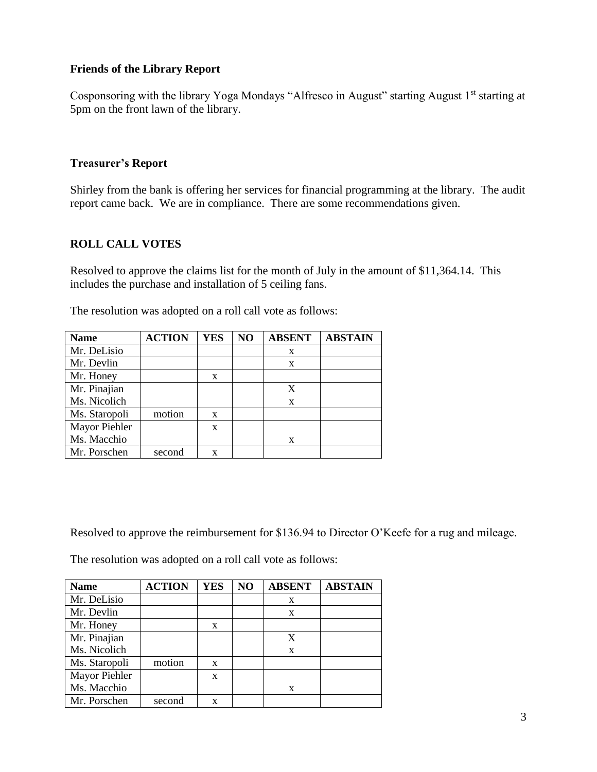### Friends of the Library Report

Cosponsoring with the library Yoga Mondays "Alfresco in August" starting August 1st starting at 5pm on the front lawn of the library.

### Treasurer's Report

Shirley from the bank is offering her services for financial programming at the library. The audit report came back. We are in compliance. There are some recommendations given.

### ROLL CALL VOTES

Resolved to approve the claims list for the month of July in the amount of $11,364.14. This includes the purchase and installation of 5 ceiling fans.

The resolution was adopted on a roll call vote as follows:

| Name | ACTION | YES | NO | ABSENT | ABSTAIN |
|---|---|---|---|---|---|
| Mr. DeLisio | | | | x | |
| Mr. Devlin | | | | x | |
| Mr. Honey | | x | | | |
| Mr. Pinajian | | | | X | |
| Ms. Nicolich | | | | x | |
| Ms. Staropoli | motion | x | | | |
| Mayor Piehler | | x | | | |
| Ms. Macchio | | | | x | |
| Mr. Porschen | second | x | | | |

Resolved to approve the reimbursement for $136.94 to Director O'Keefe for a rug and mileage.

The resolution was adopted on a roll call vote as follows:

| Name | ACTION | YES | NO | ABSENT | ABSTAIN |
|---|---|---|---|---|---|
| Mr. DeLisio | | | | x | |
| Mr. Devlin | | | | x | |
| Mr. Honey | | x | | | |
| Mr. Pinajian | | | | X | |
| Ms. Nicolich | | | | x | |
| Ms. Staropoli | motion | x | | | |
| Mayor Piehler | | x | | | |
| Ms. Macchio | | | | x | |
| Mr. Porschen | second | x | | | |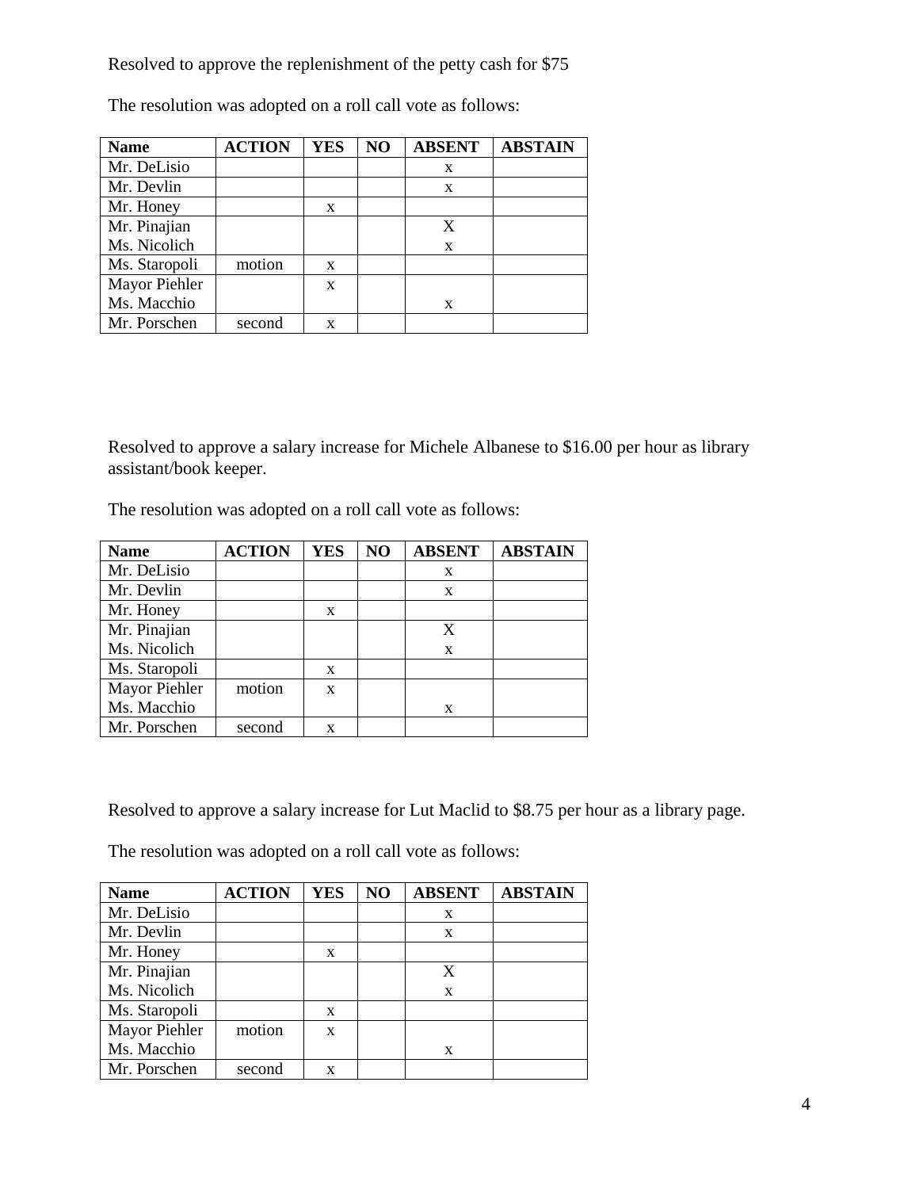Resolved to approve the replenishment of the petty cash for $75

The resolution was adopted on a roll call vote as follows:

| Name | ACTION | YES | NO | ABSENT | ABSTAIN |
|---|---|---|---|---|---|
| Mr. DeLisio | | | | x | |
| Mr. Devlin | | | | x | |
| Mr. Honey | | x | | | |
| Mr. Pinajian | | | | X | |
| Ms. Nicolich | | | | x | |
| Ms. Staropoli | motion | x | | | |
| Mayor Piehler | | x | | | |
| Ms. Macchio | | | | x | |
| Mr. Porschen | second | x | | | |

Resolved to approve a salary increase for Michele Albanese to $16.00 per hour as library assistant/book keeper.

The resolution was adopted on a roll call vote as follows:

| Name | ACTION | YES | NO | ABSENT | ABSTAIN |
|---|---|---|---|---|---|
| Mr. DeLisio | | | | x | |
| Mr. Devlin | | | | x | |
| Mr. Honey | | x | | | |
| Mr. Pinajian | | | | X | |
| Ms. Nicolich | | | | x | |
| Ms. Staropoli | | x | | | |
| Mayor Piehler | motion | x | | | |
| Ms. Macchio | | | | x | |
| Mr. Porschen | second | x | | | |

Resolved to approve a salary increase for Lut Maclid to $8.75 per hour as a library page.

The resolution was adopted on a roll call vote as follows:

| Name | ACTION | YES | NO | ABSENT | ABSTAIN |
|---|---|---|---|---|---|
| Mr. DeLisio | | | | x | |
| Mr. Devlin | | | | x | |
| Mr. Honey | | x | | | |
| Mr. Pinajian | | | | X | |
| Ms. Nicolich | | | | x | |
| Ms. Staropoli | | x | | | |
| Mayor Piehler | motion | x | | | |
| Ms. Macchio | | | | x | |
| Mr. Porschen | second | x | | | |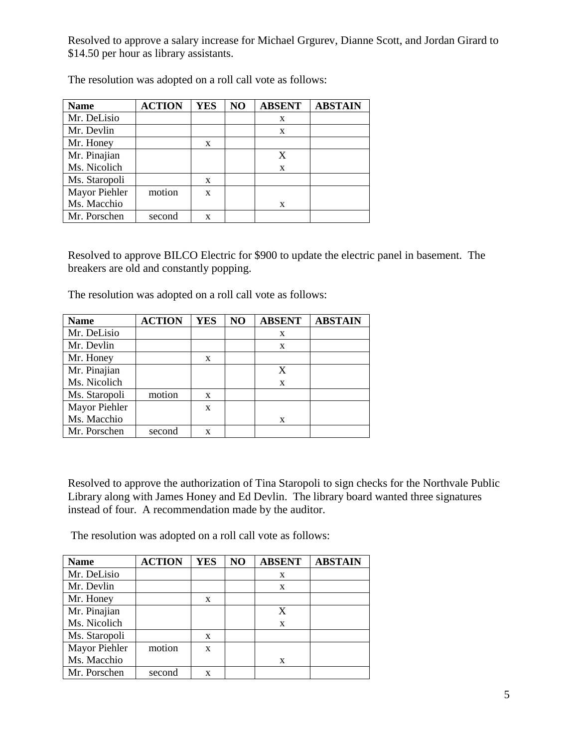Resolved to approve a salary increase for Michael Grgurev, Dianne Scott, and Jordan Girard to $14.50 per hour as library assistants.

The resolution was adopted on a roll call vote as follows:

| Name | ACTION | YES | NO | ABSENT | ABSTAIN |
|---|---|---|---|---|---|
| Mr. DeLisio | | | | x | |
| Mr. Devlin | | | | x | |
| Mr. Honey | | x | | | |
| Mr. Pinajian | | | | X | |
| Ms. Nicolich | | | | x | |
| Ms. Staropoli | | x | | | |
| Mayor Piehler | motion | x | | | |
| Ms. Macchio | | | | x | |
| Mr. Porschen | second | x | | | |

Resolved to approve BILCO Electric for $900 to update the electric panel in basement. The breakers are old and constantly popping.

The resolution was adopted on a roll call vote as follows:

| Name | ACTION | YES | NO | ABSENT | ABSTAIN |
|---|---|---|---|---|---|
| Mr. DeLisio | | | | x | |
| Mr. Devlin | | | | x | |
| Mr. Honey | | x | | | |
| Mr. Pinajian | | | | X | |
| Ms. Nicolich | | | | x | |
| Ms. Staropoli | motion | x | | | |
| Mayor Piehler | | x | | | |
| Ms. Macchio | | | | x | |
| Mr. Porschen | second | x | | | |

Resolved to approve the authorization of Tina Staropoli to sign checks for the Northvale Public Library along with James Honey and Ed Devlin. The library board wanted three signatures instead of four. A recommendation made by the auditor.

The resolution was adopted on a roll call vote as follows:

| Name | ACTION | YES | NO | ABSENT | ABSTAIN |
|---|---|---|---|---|---|
| Mr. DeLisio | | | | x | |
| Mr. Devlin | | | | x | |
| Mr. Honey | | x | | | |
| Mr. Pinajian | | | | X | |
| Ms. Nicolich | | | | x | |
| Ms. Staropoli | | x | | | |
| Mayor Piehler | motion | x | | | |
| Ms. Macchio | | | | x | |
| Mr. Porschen | second | x | | | |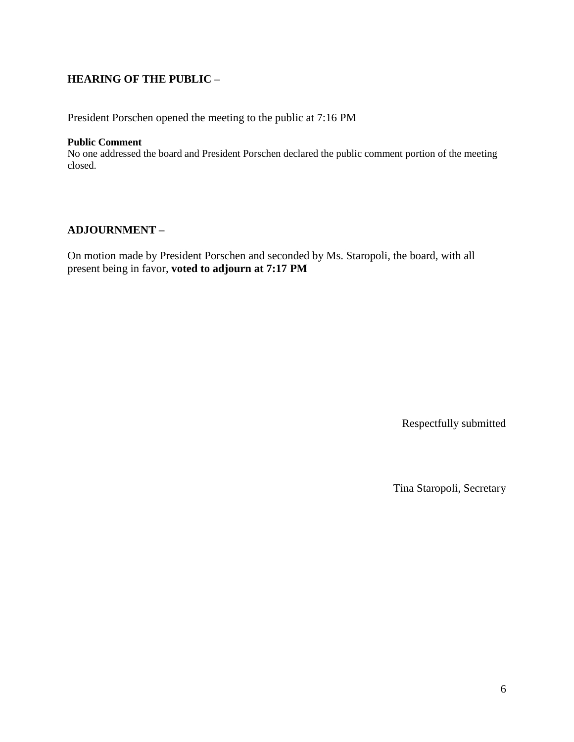## HEARING OF THE PUBLIC –

President Porschen opened the meeting to the public at 7:16 PM

**Public Comment**

No one addressed the board and President Porschen declared the public comment portion of the meeting closed.

## ADJOURNMENT –

On motion made by President Porschen and seconded by Ms. Staropoli, the board, with all present being in favor, **voted to adjourn at 7:17 PM**

Respectfully submitted

Tina Staropoli, Secretary